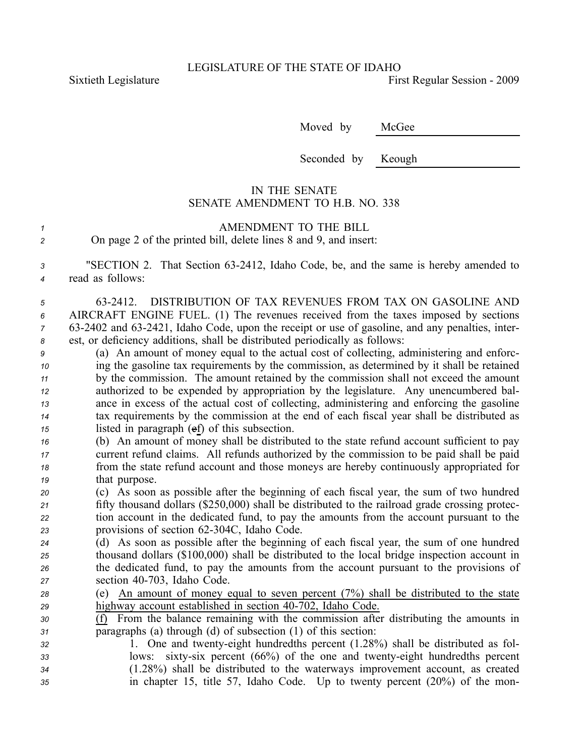LEGISLATURE OF THE STATE OF IDAHO

Sixtieth Legislature First Regular Session - 2009

Moved by McGee

Seconded by Keough

IN THE SENATE
SENATE AMENDMENT TO H.B. NO. 338

AMENDMENT TO THE BILL

On page 2 of the printed bill, delete lines 8 and 9, and insert:

"SECTION 2. That Section 63-2412, Idaho Code, be, and the same is hereby amended to read as follows:

63-2412. DISTRIBUTION OF TAX REVENUES FROM TAX ON GASOLINE AND AIRCRAFT ENGINE FUEL. (1) The revenues received from the taxes imposed by sections 63-2402 and 63-2421, Idaho Code, upon the receipt or use of gasoline, and any penalties, interest, or deficiency additions, shall be distributed periodically as follows:

(a) An amount of money equal to the actual cost of collecting, administering and enforcing the gasoline tax requirements by the commission, as determined by it shall be retained by the commission. The amount retained by the commission shall not exceed the amount authorized to be expended by appropriation by the legislature. Any unencumbered balance in excess of the actual cost of collecting, administering and enforcing the gasoline tax requirements by the commission at the end of each fiscal year shall be distributed as listed in paragraph (~~e~~f) of this subsection.

(b) An amount of money shall be distributed to the state refund account sufficient to pay current refund claims. All refunds authorized by the commission to be paid shall be paid from the state refund account and those moneys are hereby continuously appropriated for that purpose.

(c) As soon as possible after the beginning of each fiscal year, the sum of two hundred fifty thousand dollars ($250,000) shall be distributed to the railroad grade crossing protection account in the dedicated fund, to pay the amounts from the account pursuant to the provisions of section 62-304C, Idaho Code.

(d) As soon as possible after the beginning of each fiscal year, the sum of one hundred thousand dollars ($100,000) shall be distributed to the local bridge inspection account in the dedicated fund, to pay the amounts from the account pursuant to the provisions of section 40-703, Idaho Code.

(e) <u>An amount of money equal to seven percent (7%) shall be distributed to the state highway account established in section 40-702, Idaho Code.</u>

<u>(f)</u> From the balance remaining with the commission after distributing the amounts in paragraphs (a) through (d) of subsection (1) of this section:

1. One and twenty-eight hundredths percent (1.28%) shall be distributed as follows: sixty-six percent (66%) of the one and twenty-eight hundredths percent (1.28%) shall be distributed to the waterways improvement account, as created in chapter 15, title 57, Idaho Code. Up to twenty percent (20%) of the mon-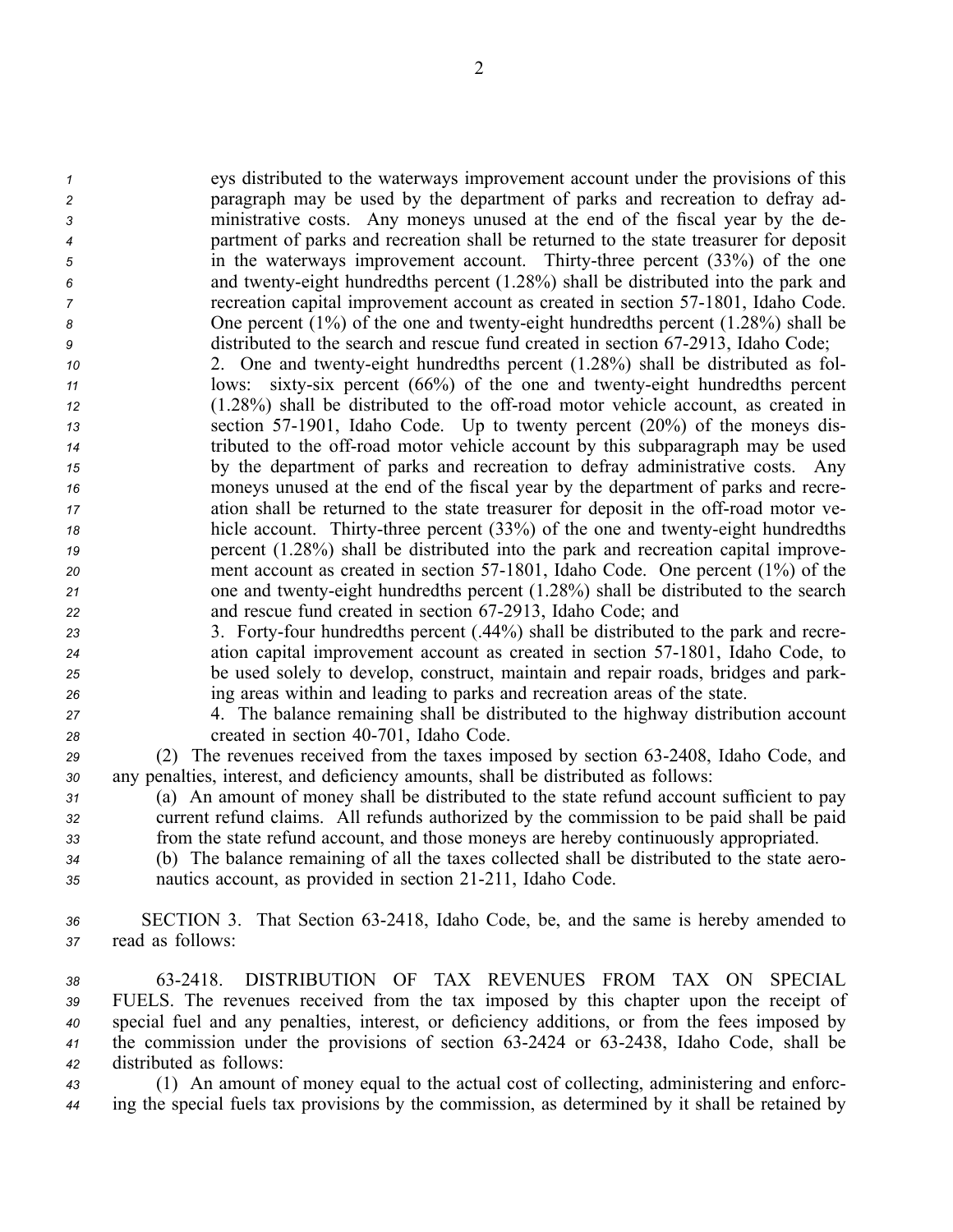eys distributed to the waterways improvement account under the provisions of this paragraph may be used by the department of parks and recreation to defray administrative costs. Any moneys unused at the end of the fiscal year by the department of parks and recreation shall be returned to the state treasurer for deposit in the waterways improvement account. Thirty-three percent (33%) of the one and twenty-eight hundredths percent (1.28%) shall be distributed into the park and recreation capital improvement account as created in section 57-1801, Idaho Code. One percent (1%) of the one and twenty-eight hundredths percent (1.28%) shall be distributed to the search and rescue fund created in section 67-2913, Idaho Code;

2. One and twenty-eight hundredths percent (1.28%) shall be distributed as follows: sixty-six percent (66%) of the one and twenty-eight hundredths percent (1.28%) shall be distributed to the off-road motor vehicle account, as created in section 57-1901, Idaho Code. Up to twenty percent (20%) of the moneys distributed to the off-road motor vehicle account by this subparagraph may be used by the department of parks and recreation to defray administrative costs. Any moneys unused at the end of the fiscal year by the department of parks and recreation shall be returned to the state treasurer for deposit in the off-road motor vehicle account. Thirty-three percent (33%) of the one and twenty-eight hundredths percent (1.28%) shall be distributed into the park and recreation capital improvement account as created in section 57-1801, Idaho Code. One percent (1%) of the one and twenty-eight hundredths percent (1.28%) shall be distributed to the search and rescue fund created in section 67-2913, Idaho Code; and

3. Forty-four hundredths percent (.44%) shall be distributed to the park and recreation capital improvement account as created in section 57-1801, Idaho Code, to be used solely to develop, construct, maintain and repair roads, bridges and parking areas within and leading to parks and recreation areas of the state.

4. The balance remaining shall be distributed to the highway distribution account created in section 40-701, Idaho Code.

(2) The revenues received from the taxes imposed by section 63-2408, Idaho Code, and any penalties, interest, and deficiency amounts, shall be distributed as follows:

(a) An amount of money shall be distributed to the state refund account sufficient to pay current refund claims. All refunds authorized by the commission to be paid shall be paid from the state refund account, and those moneys are hereby continuously appropriated.

(b) The balance remaining of all the taxes collected shall be distributed to the state aeronautics account, as provided in section 21-211, Idaho Code.

SECTION 3. That Section 63-2418, Idaho Code, be, and the same is hereby amended to read as follows:

63-2418. DISTRIBUTION OF TAX REVENUES FROM TAX ON SPECIAL FUELS. The revenues received from the tax imposed by this chapter upon the receipt of special fuel and any penalties, interest, or deficiency additions, or from the fees imposed by the commission under the provisions of section 63-2424 or 63-2438, Idaho Code, shall be distributed as follows:

(1) An amount of money equal to the actual cost of collecting, administering and enforcing the special fuels tax provisions by the commission, as determined by it shall be retained by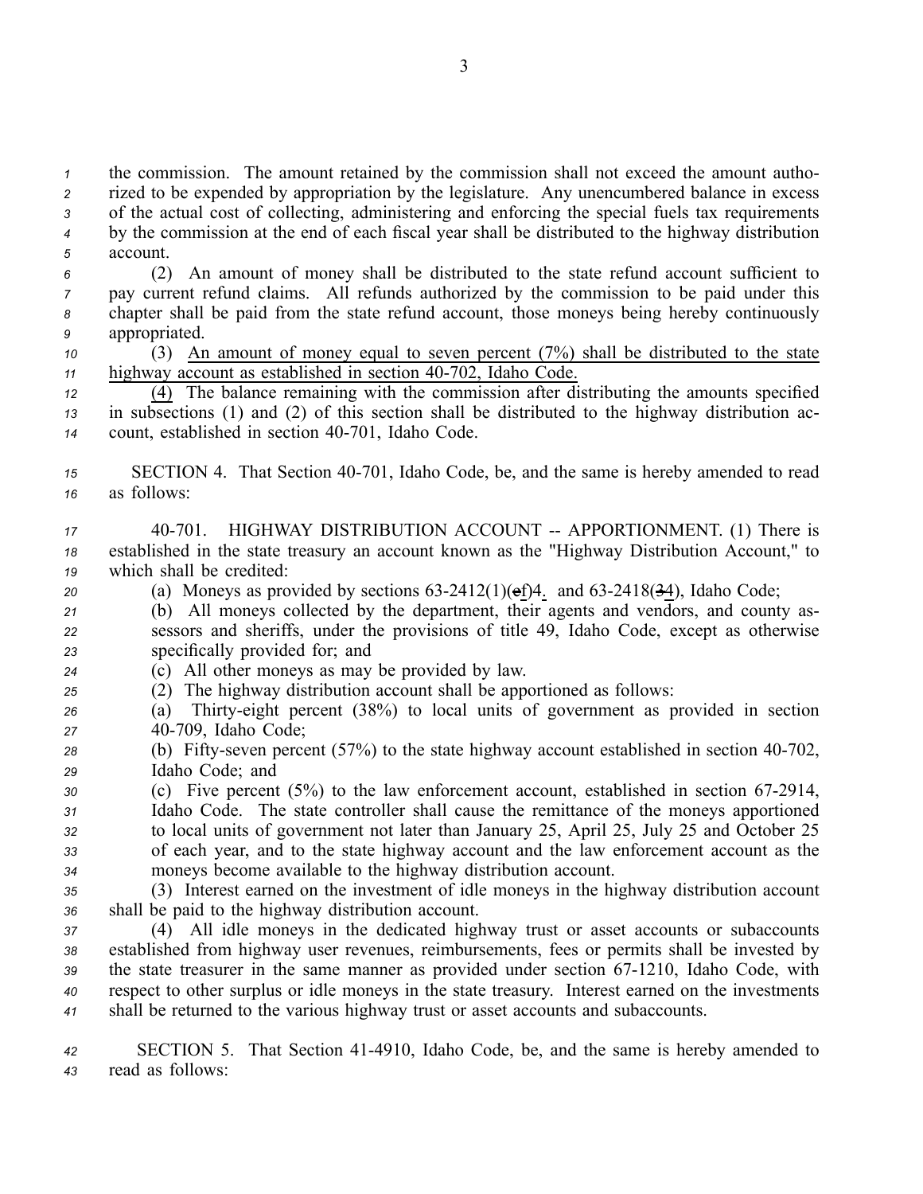the commission. The amount retained by the commission shall not exceed the amount authorized to be expended by appropriation by the legislature. Any unencumbered balance in excess of the actual cost of collecting, administering and enforcing the special fuels tax requirements by the commission at the end of each fiscal year shall be distributed to the highway distribution account.

(2) An amount of money shall be distributed to the state refund account sufficient to pay current refund claims. All refunds authorized by the commission to be paid under this chapter shall be paid from the state refund account, those moneys being hereby continuously appropriated.

(3) An amount of money equal to seven percent (7%) shall be distributed to the state highway account as established in section 40-702, Idaho Code.

(4) The balance remaining with the commission after distributing the amounts specified in subsections (1) and (2) of this section shall be distributed to the highway distribution account, established in section 40-701, Idaho Code.

SECTION 4. That Section 40-701, Idaho Code, be, and the same is hereby amended to read as follows:

40-701. HIGHWAY DISTRIBUTION ACCOUNT -- APPORTIONMENT. (1) There is established in the state treasury an account known as the "Highway Distribution Account," to which shall be credited:

(a) Moneys as provided by sections 63-2412(1)(ef)4. and 63-2418(34), Idaho Code;

(b) All moneys collected by the department, their agents and vendors, and county assessors and sheriffs, under the provisions of title 49, Idaho Code, except as otherwise specifically provided for; and

(c) All other moneys as may be provided by law.

(2) The highway distribution account shall be apportioned as follows:

(a) Thirty-eight percent (38%) to local units of government as provided in section 40-709, Idaho Code;

(b) Fifty-seven percent (57%) to the state highway account established in section 40-702, Idaho Code; and

(c) Five percent (5%) to the law enforcement account, established in section 67-2914, Idaho Code. The state controller shall cause the remittance of the moneys apportioned to local units of government not later than January 25, April 25, July 25 and October 25 of each year, and to the state highway account and the law enforcement account as the moneys become available to the highway distribution account.

(3) Interest earned on the investment of idle moneys in the highway distribution account shall be paid to the highway distribution account.

(4) All idle moneys in the dedicated highway trust or asset accounts or subaccounts established from highway user revenues, reimbursements, fees or permits shall be invested by the state treasurer in the same manner as provided under section 67-1210, Idaho Code, with respect to other surplus or idle moneys in the state treasury. Interest earned on the investments shall be returned to the various highway trust or asset accounts and subaccounts.

SECTION 5. That Section 41-4910, Idaho Code, be, and the same is hereby amended to read as follows: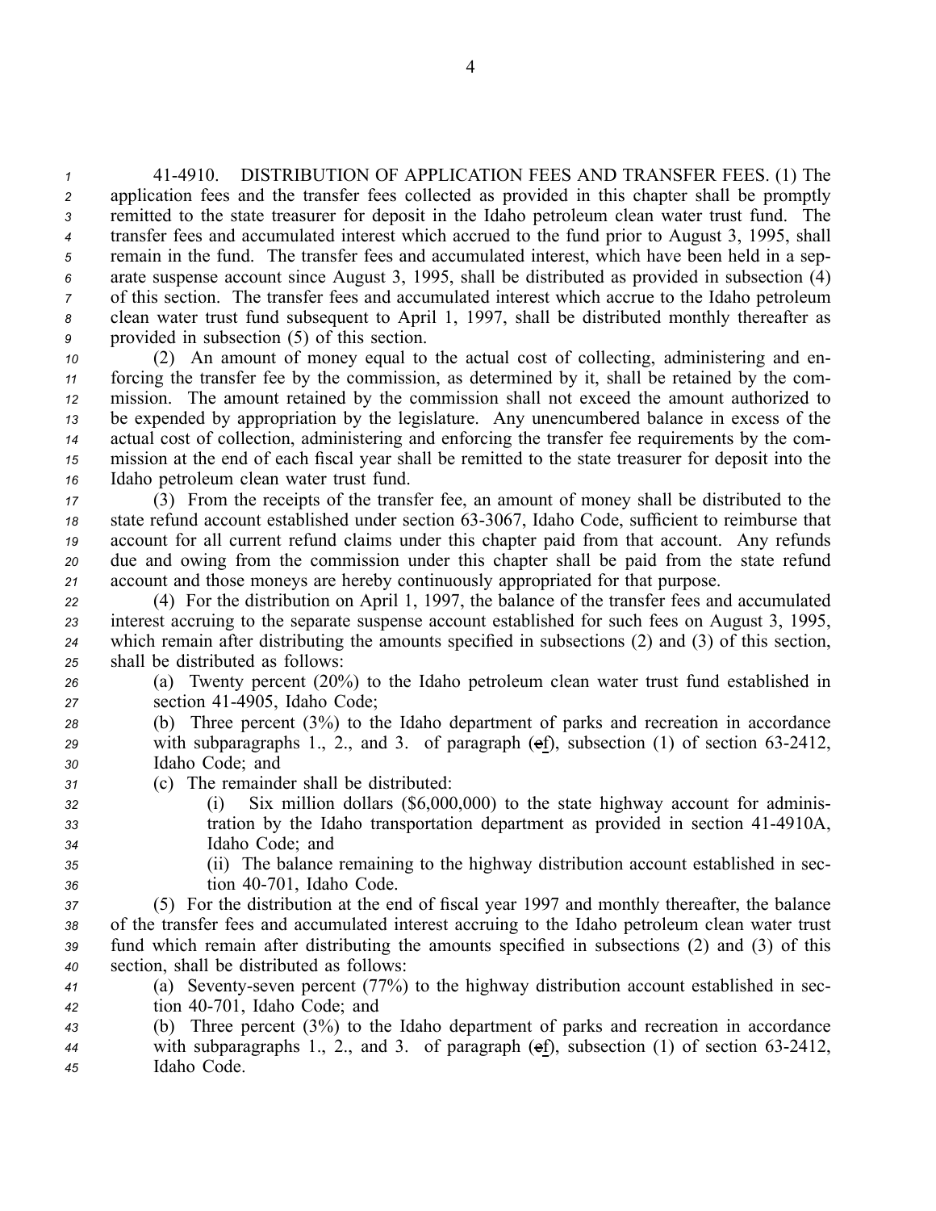41-4910. DISTRIBUTION OF APPLICATION FEES AND TRANSFER FEES. (1) The application fees and the transfer fees collected as provided in this chapter shall be promptly remitted to the state treasurer for deposit in the Idaho petroleum clean water trust fund. The transfer fees and accumulated interest which accrued to the fund prior to August 3, 1995, shall remain in the fund. The transfer fees and accumulated interest, which have been held in a separate suspense account since August 3, 1995, shall be distributed as provided in subsection (4) of this section. The transfer fees and accumulated interest which accrue to the Idaho petroleum clean water trust fund subsequent to April 1, 1997, shall be distributed monthly thereafter as provided in subsection (5) of this section.

(2) An amount of money equal to the actual cost of collecting, administering and enforcing the transfer fee by the commission, as determined by it, shall be retained by the commission. The amount retained by the commission shall not exceed the amount authorized to be expended by appropriation by the legislature. Any unencumbered balance in excess of the actual cost of collection, administering and enforcing the transfer fee requirements by the commission at the end of each fiscal year shall be remitted to the state treasurer for deposit into the Idaho petroleum clean water trust fund.

(3) From the receipts of the transfer fee, an amount of money shall be distributed to the state refund account established under section 63-3067, Idaho Code, sufficient to reimburse that account for all current refund claims under this chapter paid from that account. Any refunds due and owing from the commission under this chapter shall be paid from the state refund account and those moneys are hereby continuously appropriated for that purpose.

(4) For the distribution on April 1, 1997, the balance of the transfer fees and accumulated interest accruing to the separate suspense account established for such fees on August 3, 1995, which remain after distributing the amounts specified in subsections (2) and (3) of this section, shall be distributed as follows:

(a) Twenty percent (20%) to the Idaho petroleum clean water trust fund established in section 41-4905, Idaho Code;

(b) Three percent (3%) to the Idaho department of parks and recreation in accordance with subparagraphs 1., 2., and 3. of paragraph (~~e~~f), subsection (1) of section 63-2412, Idaho Code; and

(c) The remainder shall be distributed:

(i) Six million dollars ($6,000,000) to the state highway account for administration by the Idaho transportation department as provided in section 41-4910A, Idaho Code; and

(ii) The balance remaining to the highway distribution account established in section 40-701, Idaho Code.

(5) For the distribution at the end of fiscal year 1997 and monthly thereafter, the balance of the transfer fees and accumulated interest accruing to the Idaho petroleum clean water trust fund which remain after distributing the amounts specified in subsections (2) and (3) of this section, shall be distributed as follows:

(a) Seventy-seven percent (77%) to the highway distribution account established in section 40-701, Idaho Code; and

(b) Three percent (3%) to the Idaho department of parks and recreation in accordance with subparagraphs 1., 2., and 3. of paragraph (~~e~~f), subsection (1) of section 63-2412, Idaho Code.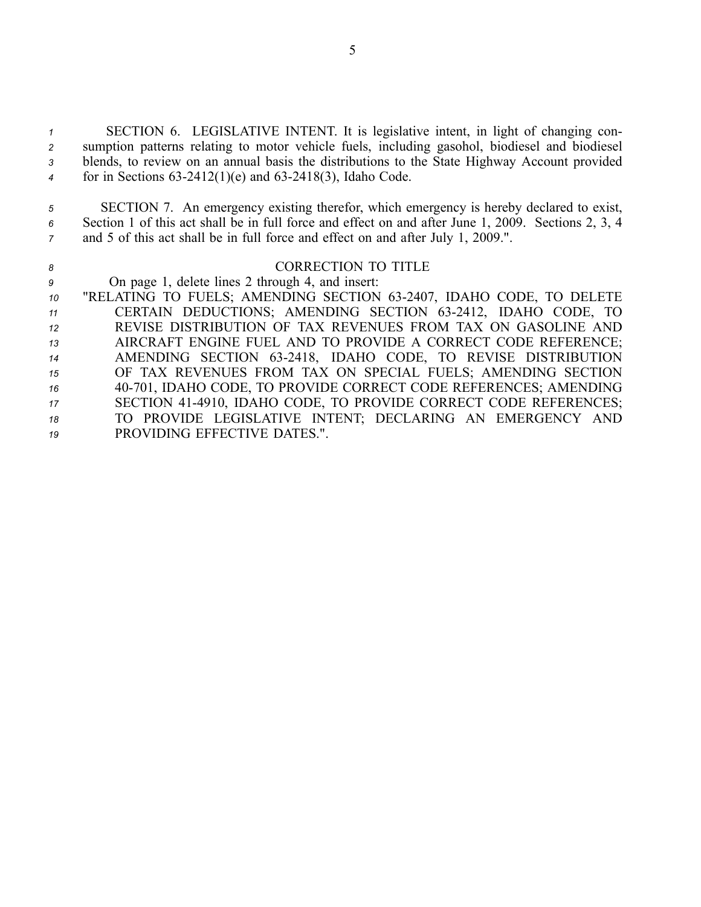SECTION 6. LEGISLATIVE INTENT. It is legislative intent, in light of changing consumption patterns relating to motor vehicle fuels, including gasohol, biodiesel and biodiesel blends, to review on an annual basis the distributions to the State Highway Account provided for in Sections 63-2412(1)(e) and 63-2418(3), Idaho Code.

SECTION 7. An emergency existing therefor, which emergency is hereby declared to exist, Section 1 of this act shall be in full force and effect on and after June 1, 2009. Sections 2, 3, 4 and 5 of this act shall be in full force and effect on and after July 1, 2009.".

CORRECTION TO TITLE

On page 1, delete lines 2 through 4, and insert:

"RELATING TO FUELS; AMENDING SECTION 63-2407, IDAHO CODE, TO DELETE CERTAIN DEDUCTIONS; AMENDING SECTION 63-2412, IDAHO CODE, TO REVISE DISTRIBUTION OF TAX REVENUES FROM TAX ON GASOLINE AND AIRCRAFT ENGINE FUEL AND TO PROVIDE A CORRECT CODE REFERENCE; AMENDING SECTION 63-2418, IDAHO CODE, TO REVISE DISTRIBUTION OF TAX REVENUES FROM TAX ON SPECIAL FUELS; AMENDING SECTION 40-701, IDAHO CODE, TO PROVIDE CORRECT CODE REFERENCES; AMENDING SECTION 41-4910, IDAHO CODE, TO PROVIDE CORRECT CODE REFERENCES; TO PROVIDE LEGISLATIVE INTENT; DECLARING AN EMERGENCY AND PROVIDING EFFECTIVE DATES.".